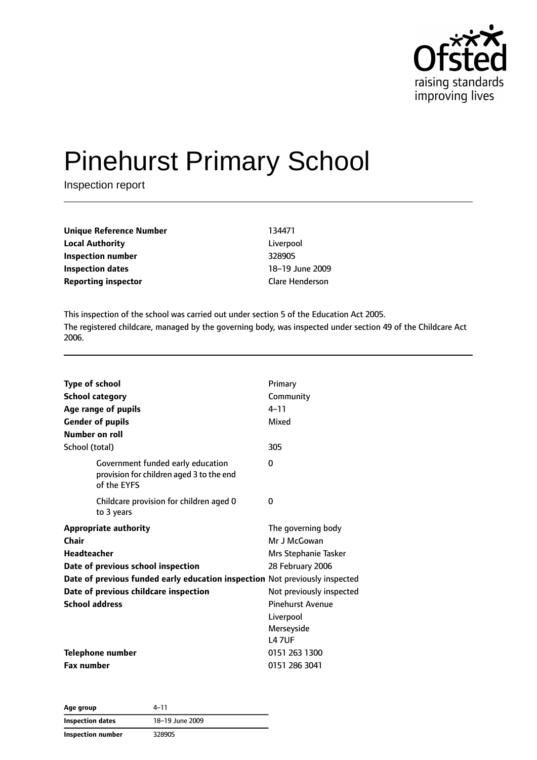# Pinehurst Primary School

Inspection report

| | |
|---|---|
| **Unique Reference Number** | 134471 |
| **Local Authority** | Liverpool |
| **Inspection number** | 328905 |
| **Inspection dates** | 18–19 June 2009 |
| **Reporting inspector** | Clare Henderson |

This inspection of the school was carried out under section 5 of the Education Act 2005.

The registered childcare, managed by the governing body, was inspected under section 49 of the Childcare Act 2006.

| | |
|---|---|
| **Type of school** | Primary |
| **School category** | Community |
| **Age range of pupils** | 4–11 |
| **Gender of pupils** | Mixed |
| **Number on roll** | |
| School (total) | 305 |
| Government funded early education provision for children aged 3 to the end of the EYFS | 0 |
| Childcare provision for children aged 0 to 3 years | 0 |
| **Appropriate authority** | The governing body |
| **Chair** | Mr J McGowan |
| **Headteacher** | Mrs Stephanie Tasker |
| **Date of previous school inspection** | 28 February 2006 |
| **Date of previous funded early education inspection** | Not previously inspected |
| **Date of previous childcare inspection** | Not previously inspected |
| **School address** | Pinehurst Avenue<br>Liverpool<br>Merseyside<br>L4 7UF |
| **Telephone number** | 0151 263 1300 |
| **Fax number** | 0151 286 3041 |

| | |
|---|---|
| **Age group** | 4–11 |
| **Inspection dates** | 18–19 June 2009 |
| **Inspection number** | 328905 |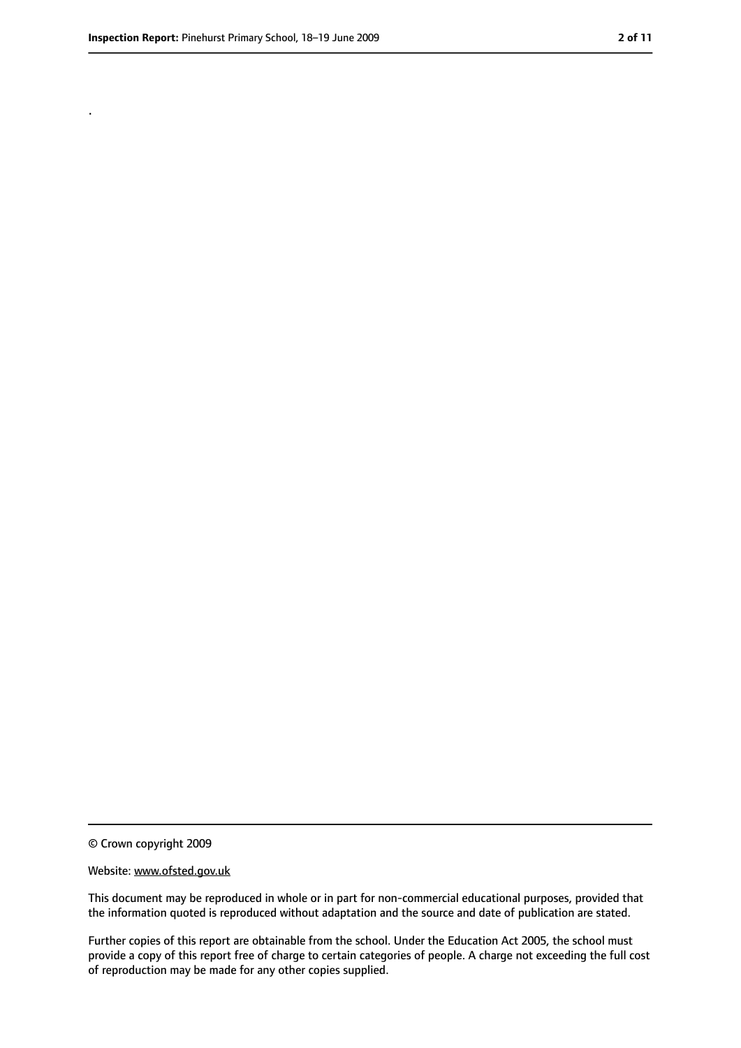.

© Crown copyright 2009

Website: www.ofsted.gov.uk

This document may be reproduced in whole or in part for non-commercial educational purposes, provided that the information quoted is reproduced without adaptation and the source and date of publication are stated.

Further copies of this report are obtainable from the school. Under the Education Act 2005, the school must provide a copy of this report free of charge to certain categories of people. A charge not exceeding the full cost of reproduction may be made for any other copies supplied.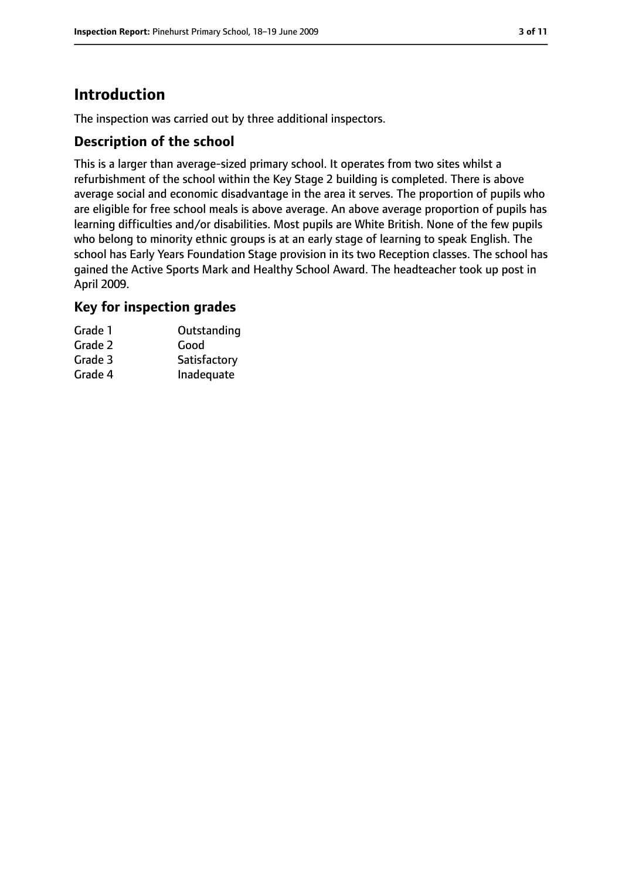# Introduction

The inspection was carried out by three additional inspectors.

## Description of the school

This is a larger than average-sized primary school. It operates from two sites whilst a refurbishment of the school within the Key Stage 2 building is completed. There is above average social and economic disadvantage in the area it serves. The proportion of pupils who are eligible for free school meals is above average. An above average proportion of pupils has learning difficulties and/or disabilities. Most pupils are White British. None of the few pupils who belong to minority ethnic groups is at an early stage of learning to speak English. The school has Early Years Foundation Stage provision in its two Reception classes. The school has gained the Active Sports Mark and Healthy School Award. The headteacher took up post in April 2009.

## Key for inspection grades

| | |
|---|---|
| Grade 1 | Outstanding |
| Grade 2 | Good |
| Grade 3 | Satisfactory |
| Grade 4 | Inadequate |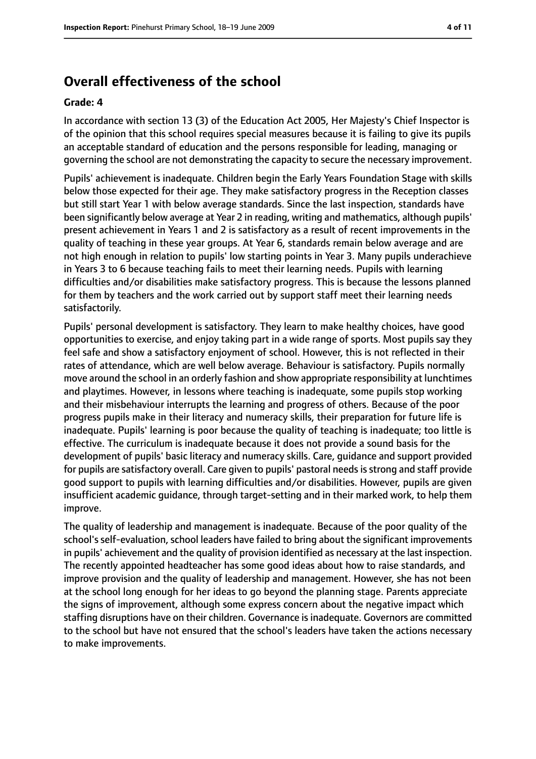## Overall effectiveness of the school

**Grade: 4**

In accordance with section 13 (3) of the Education Act 2005, Her Majesty's Chief Inspector is of the opinion that this school requires special measures because it is failing to give its pupils an acceptable standard of education and the persons responsible for leading, managing or governing the school are not demonstrating the capacity to secure the necessary improvement.

Pupils' achievement is inadequate. Children begin the Early Years Foundation Stage with skills below those expected for their age. They make satisfactory progress in the Reception classes but still start Year 1 with below average standards. Since the last inspection, standards have been significantly below average at Year 2 in reading, writing and mathematics, although pupils' present achievement in Years 1 and 2 is satisfactory as a result of recent improvements in the quality of teaching in these year groups. At Year 6, standards remain below average and are not high enough in relation to pupils' low starting points in Year 3. Many pupils underachieve in Years 3 to 6 because teaching fails to meet their learning needs. Pupils with learning difficulties and/or disabilities make satisfactory progress. This is because the lessons planned for them by teachers and the work carried out by support staff meet their learning needs satisfactorily.

Pupils' personal development is satisfactory. They learn to make healthy choices, have good opportunities to exercise, and enjoy taking part in a wide range of sports. Most pupils say they feel safe and show a satisfactory enjoyment of school. However, this is not reflected in their rates of attendance, which are well below average. Behaviour is satisfactory. Pupils normally move around the school in an orderly fashion and show appropriate responsibility at lunchtimes and playtimes. However, in lessons where teaching is inadequate, some pupils stop working and their misbehaviour interrupts the learning and progress of others. Because of the poor progress pupils make in their literacy and numeracy skills, their preparation for future life is inadequate. Pupils' learning is poor because the quality of teaching is inadequate; too little is effective. The curriculum is inadequate because it does not provide a sound basis for the development of pupils' basic literacy and numeracy skills. Care, guidance and support provided for pupils are satisfactory overall. Care given to pupils' pastoral needs is strong and staff provide good support to pupils with learning difficulties and/or disabilities. However, pupils are given insufficient academic guidance, through target-setting and in their marked work, to help them improve.

The quality of leadership and management is inadequate. Because of the poor quality of the school's self-evaluation, school leaders have failed to bring about the significant improvements in pupils' achievement and the quality of provision identified as necessary at the last inspection. The recently appointed headteacher has some good ideas about how to raise standards, and improve provision and the quality of leadership and management. However, she has not been at the school long enough for her ideas to go beyond the planning stage. Parents appreciate the signs of improvement, although some express concern about the negative impact which staffing disruptions have on their children. Governance is inadequate. Governors are committed to the school but have not ensured that the school's leaders have taken the actions necessary to make improvements.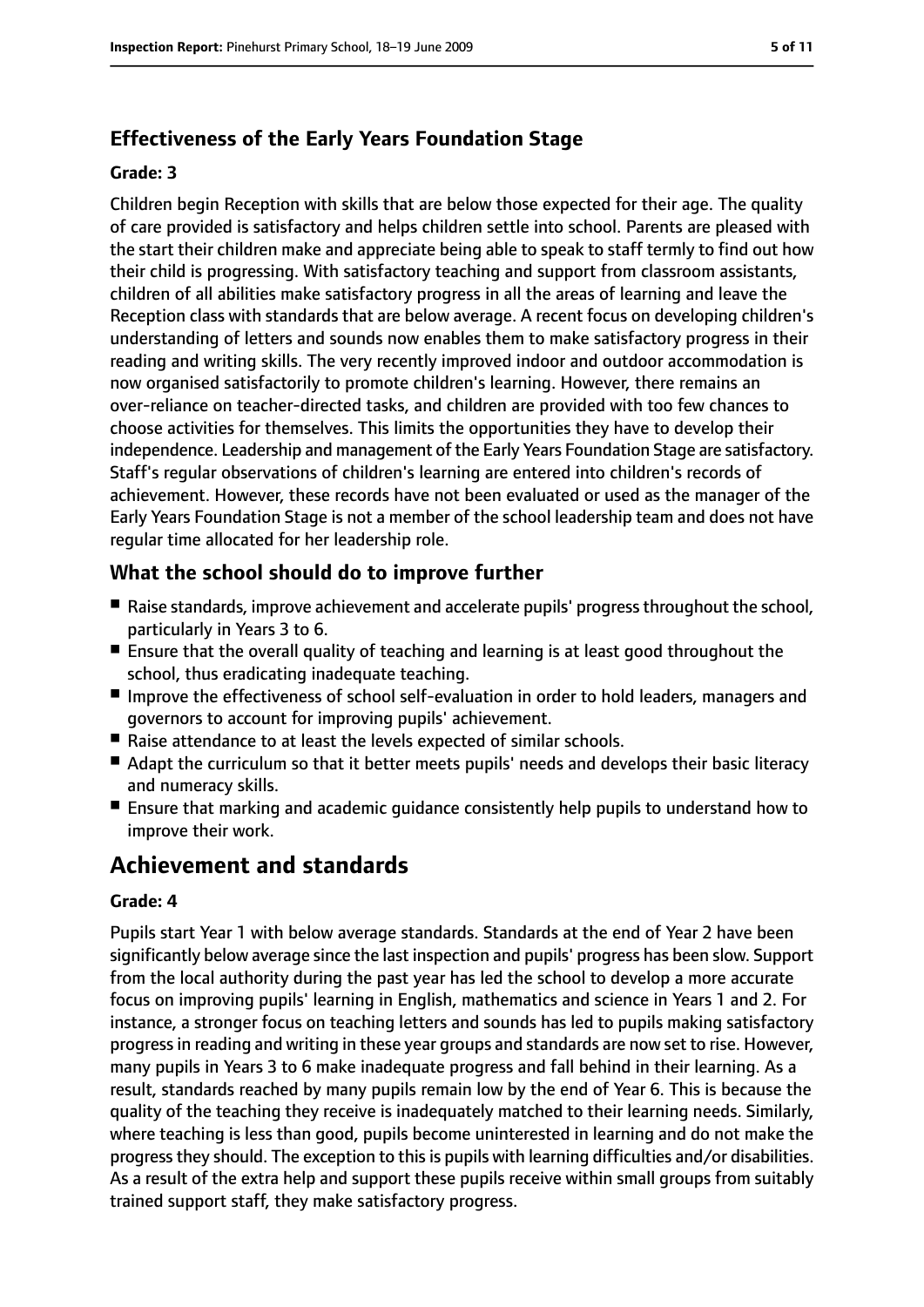## Effectiveness of the Early Years Foundation Stage

**Grade: 3**

Children begin Reception with skills that are below those expected for their age. The quality of care provided is satisfactory and helps children settle into school. Parents are pleased with the start their children make and appreciate being able to speak to staff termly to find out how their child is progressing. With satisfactory teaching and support from classroom assistants, children of all abilities make satisfactory progress in all the areas of learning and leave the Reception class with standards that are below average. A recent focus on developing children's understanding of letters and sounds now enables them to make satisfactory progress in their reading and writing skills. The very recently improved indoor and outdoor accommodation is now organised satisfactorily to promote children's learning. However, there remains an over-reliance on teacher-directed tasks, and children are provided with too few chances to choose activities for themselves. This limits the opportunities they have to develop their independence. Leadership and management of the Early Years Foundation Stage are satisfactory. Staff's regular observations of children's learning are entered into children's records of achievement. However, these records have not been evaluated or used as the manager of the Early Years Foundation Stage is not a member of the school leadership team and does not have regular time allocated for her leadership role.

## What the school should do to improve further

- Raise standards, improve achievement and accelerate pupils' progress throughout the school, particularly in Years 3 to 6.
- Ensure that the overall quality of teaching and learning is at least good throughout the school, thus eradicating inadequate teaching.
- Improve the effectiveness of school self-evaluation in order to hold leaders, managers and governors to account for improving pupils' achievement.
- Raise attendance to at least the levels expected of similar schools.
- Adapt the curriculum so that it better meets pupils' needs and develops their basic literacy and numeracy skills.
- Ensure that marking and academic guidance consistently help pupils to understand how to improve their work.

# Achievement and standards

**Grade: 4**

Pupils start Year 1 with below average standards. Standards at the end of Year 2 have been significantly below average since the last inspection and pupils' progress has been slow. Support from the local authority during the past year has led the school to develop a more accurate focus on improving pupils' learning in English, mathematics and science in Years 1 and 2. For instance, a stronger focus on teaching letters and sounds has led to pupils making satisfactory progress in reading and writing in these year groups and standards are now set to rise. However, many pupils in Years 3 to 6 make inadequate progress and fall behind in their learning. As a result, standards reached by many pupils remain low by the end of Year 6. This is because the quality of the teaching they receive is inadequately matched to their learning needs. Similarly, where teaching is less than good, pupils become uninterested in learning and do not make the progress they should. The exception to this is pupils with learning difficulties and/or disabilities. As a result of the extra help and support these pupils receive within small groups from suitably trained support staff, they make satisfactory progress.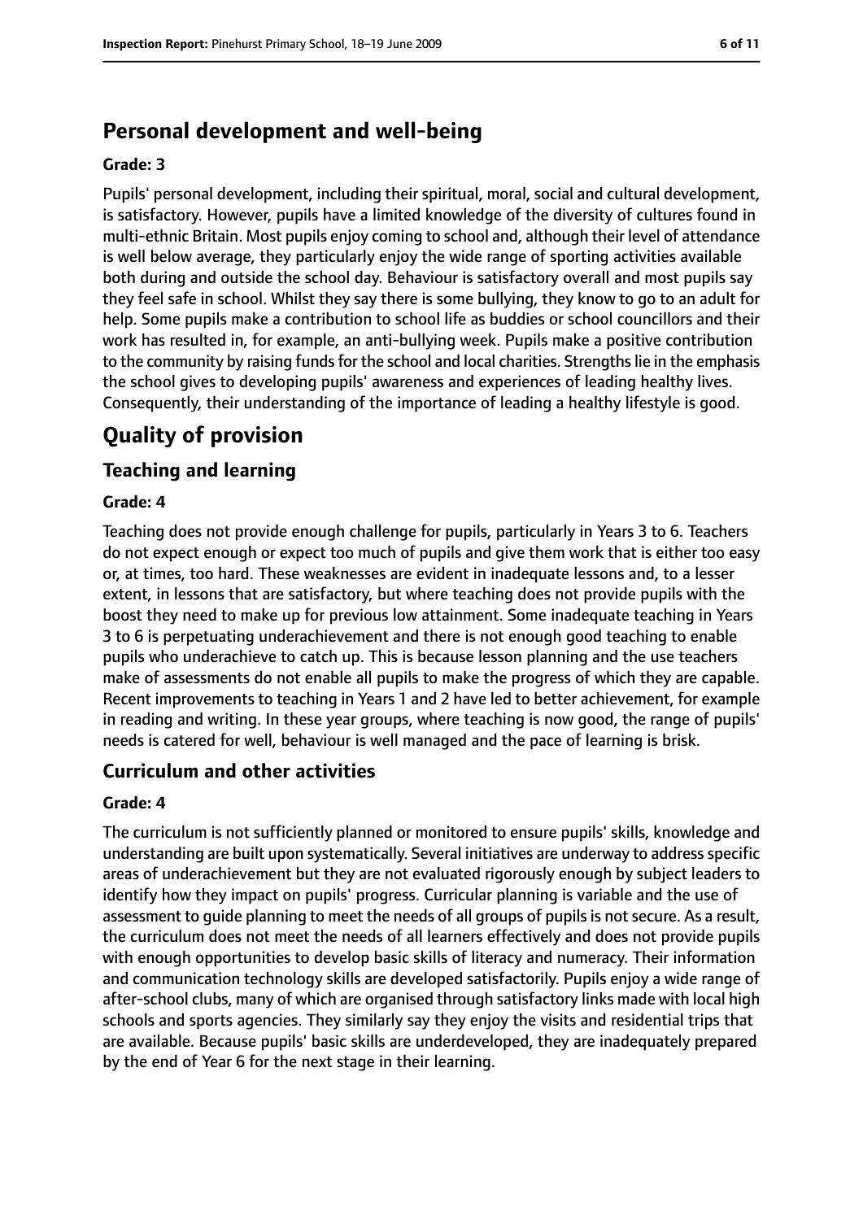## Personal development and well-being

**Grade: 3**

Pupils' personal development, including their spiritual, moral, social and cultural development, is satisfactory. However, pupils have a limited knowledge of the diversity of cultures found in multi-ethnic Britain. Most pupils enjoy coming to school and, although their level of attendance is well below average, they particularly enjoy the wide range of sporting activities available both during and outside the school day. Behaviour is satisfactory overall and most pupils say they feel safe in school. Whilst they say there is some bullying, they know to go to an adult for help. Some pupils make a contribution to school life as buddies or school councillors and their work has resulted in, for example, an anti-bullying week. Pupils make a positive contribution to the community by raising funds for the school and local charities. Strengths lie in the emphasis the school gives to developing pupils' awareness and experiences of leading healthy lives. Consequently, their understanding of the importance of leading a healthy lifestyle is good.

# Quality of provision

## Teaching and learning

**Grade: 4**

Teaching does not provide enough challenge for pupils, particularly in Years 3 to 6. Teachers do not expect enough or expect too much of pupils and give them work that is either too easy or, at times, too hard. These weaknesses are evident in inadequate lessons and, to a lesser extent, in lessons that are satisfactory, but where teaching does not provide pupils with the boost they need to make up for previous low attainment. Some inadequate teaching in Years 3 to 6 is perpetuating underachievement and there is not enough good teaching to enable pupils who underachieve to catch up. This is because lesson planning and the use teachers make of assessments do not enable all pupils to make the progress of which they are capable. Recent improvements to teaching in Years 1 and 2 have led to better achievement, for example in reading and writing. In these year groups, where teaching is now good, the range of pupils' needs is catered for well, behaviour is well managed and the pace of learning is brisk.

## Curriculum and other activities

**Grade: 4**

The curriculum is not sufficiently planned or monitored to ensure pupils' skills, knowledge and understanding are built upon systematically. Several initiatives are underway to address specific areas of underachievement but they are not evaluated rigorously enough by subject leaders to identify how they impact on pupils' progress. Curricular planning is variable and the use of assessment to guide planning to meet the needs of all groups of pupils is not secure. As a result, the curriculum does not meet the needs of all learners effectively and does not provide pupils with enough opportunities to develop basic skills of literacy and numeracy. Their information and communication technology skills are developed satisfactorily. Pupils enjoy a wide range of after-school clubs, many of which are organised through satisfactory links made with local high schools and sports agencies. They similarly say they enjoy the visits and residential trips that are available. Because pupils' basic skills are underdeveloped, they are inadequately prepared by the end of Year 6 for the next stage in their learning.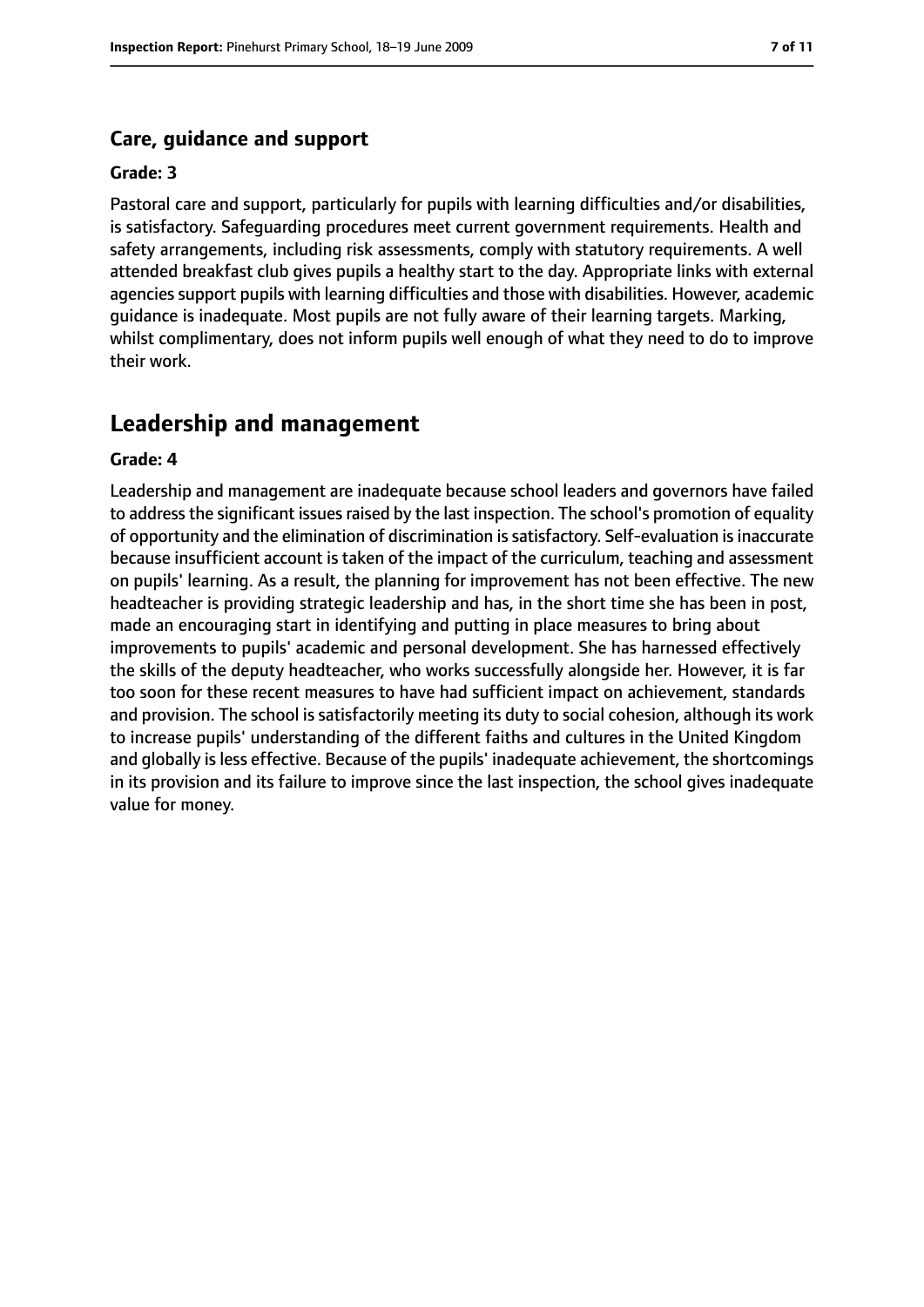### Care, guidance and support

**Grade: 3**

Pastoral care and support, particularly for pupils with learning difficulties and/or disabilities, is satisfactory. Safeguarding procedures meet current government requirements. Health and safety arrangements, including risk assessments, comply with statutory requirements. A well attended breakfast club gives pupils a healthy start to the day. Appropriate links with external agencies support pupils with learning difficulties and those with disabilities. However, academic guidance is inadequate. Most pupils are not fully aware of their learning targets. Marking, whilst complimentary, does not inform pupils well enough of what they need to do to improve their work.

## Leadership and management

**Grade: 4**

Leadership and management are inadequate because school leaders and governors have failed to address the significant issues raised by the last inspection. The school's promotion of equality of opportunity and the elimination of discrimination is satisfactory. Self-evaluation is inaccurate because insufficient account is taken of the impact of the curriculum, teaching and assessment on pupils' learning. As a result, the planning for improvement has not been effective. The new headteacher is providing strategic leadership and has, in the short time she has been in post, made an encouraging start in identifying and putting in place measures to bring about improvements to pupils' academic and personal development. She has harnessed effectively the skills of the deputy headteacher, who works successfully alongside her. However, it is far too soon for these recent measures to have had sufficient impact on achievement, standards and provision. The school is satisfactorily meeting its duty to social cohesion, although its work to increase pupils' understanding of the different faiths and cultures in the United Kingdom and globally is less effective. Because of the pupils' inadequate achievement, the shortcomings in its provision and its failure to improve since the last inspection, the school gives inadequate value for money.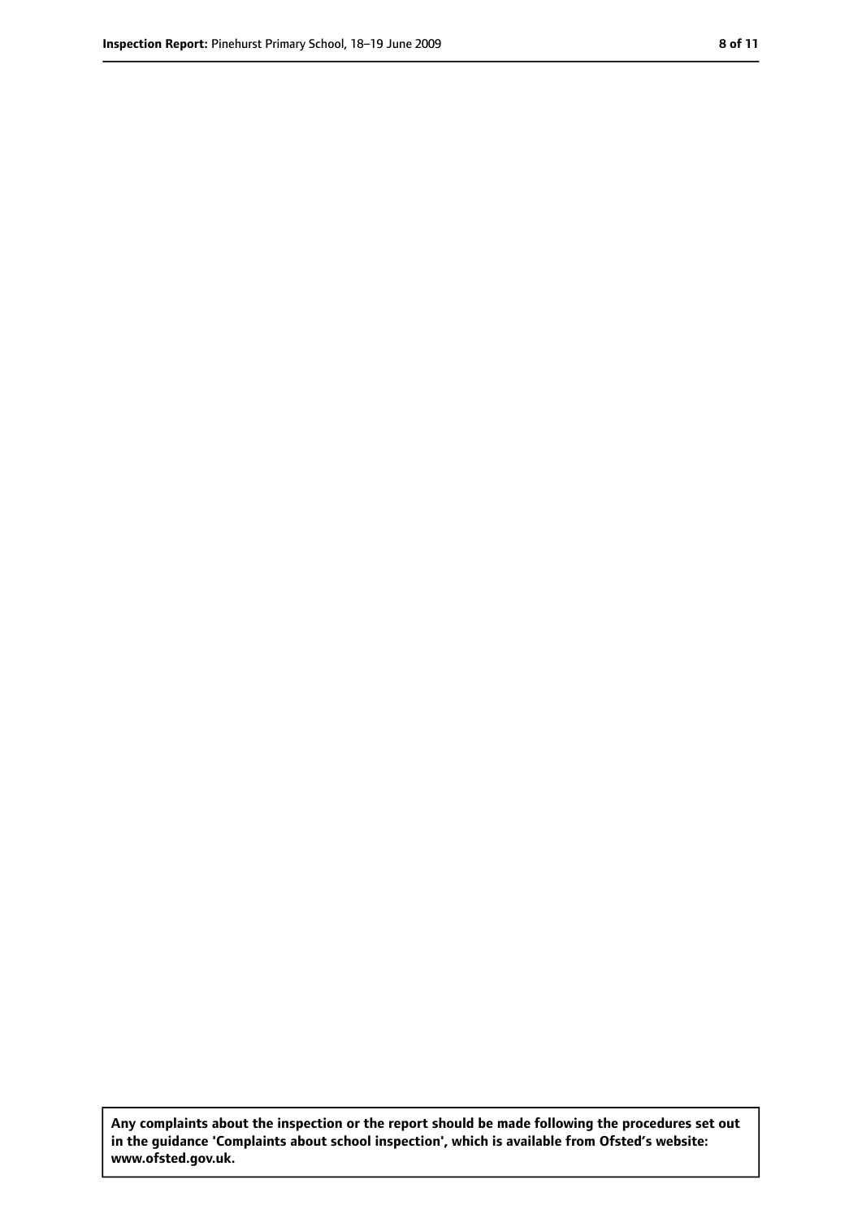**Any complaints about the inspection or the report should be made following the procedures set out in the guidance 'Complaints about school inspection', which is available from Ofsted's website: www.ofsted.gov.uk.**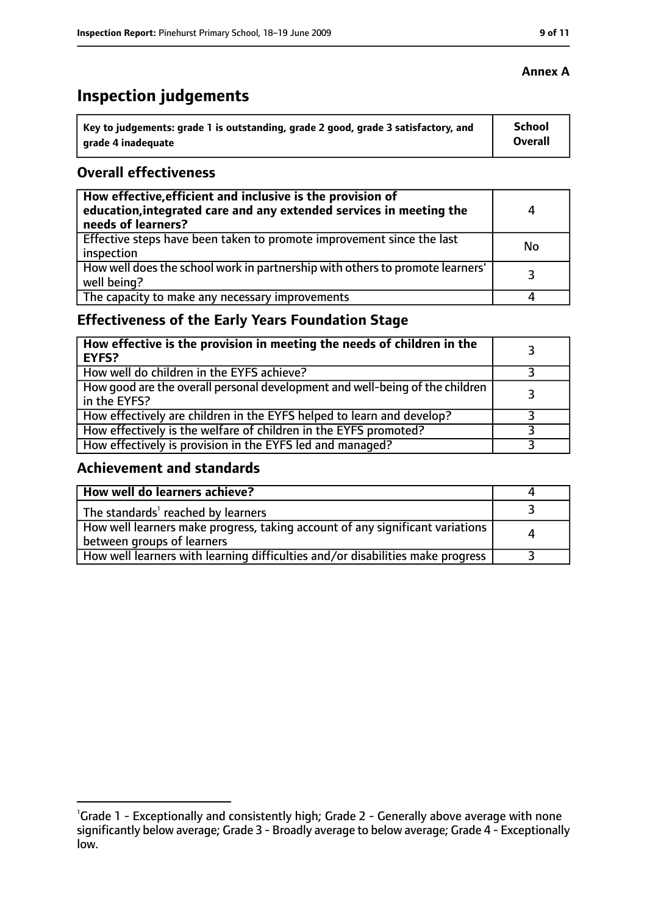**Annex A**

# Inspection judgements

| Key to judgements: grade 1 is outstanding, grade 2 good, grade 3 satisfactory, and grade 4 inadequate | School Overall |
|---|---|

## Overall effectiveness

| | |
|---|---|
| **How effective, efficient and inclusive is the provision of education, integrated care and any extended services in meeting the needs of learners?** | 4 |
| Effective steps have been taken to promote improvement since the last inspection | No |
| How well does the school work in partnership with others to promote learners' well being? | 3 |
| The capacity to make any necessary improvements | 4 |

## Effectiveness of the Early Years Foundation Stage

| | |
|---|---|
| **How effective is the provision in meeting the needs of children in the EYFS?** | 3 |
| How well do children in the EYFS achieve? | 3 |
| How good are the overall personal development and well-being of the children in the EYFS? | 3 |
| How effectively are children in the EYFS helped to learn and develop? | 3 |
| How effectively is the welfare of children in the EYFS promoted? | 3 |
| How effectively is provision in the EYFS led and managed? | 3 |

## Achievement and standards

| | |
|---|---|
| **How well do learners achieve?** | 4 |
| The standards[1] reached by learners | 3 |
| How well learners make progress, taking account of any significant variations between groups of learners | 4 |
| How well learners with learning difficulties and/or disabilities make progress | 3 |

[1]Grade 1 - Exceptionally and consistently high; Grade 2 - Generally above average with none significantly below average; Grade 3 - Broadly average to below average; Grade 4 - Exceptionally low.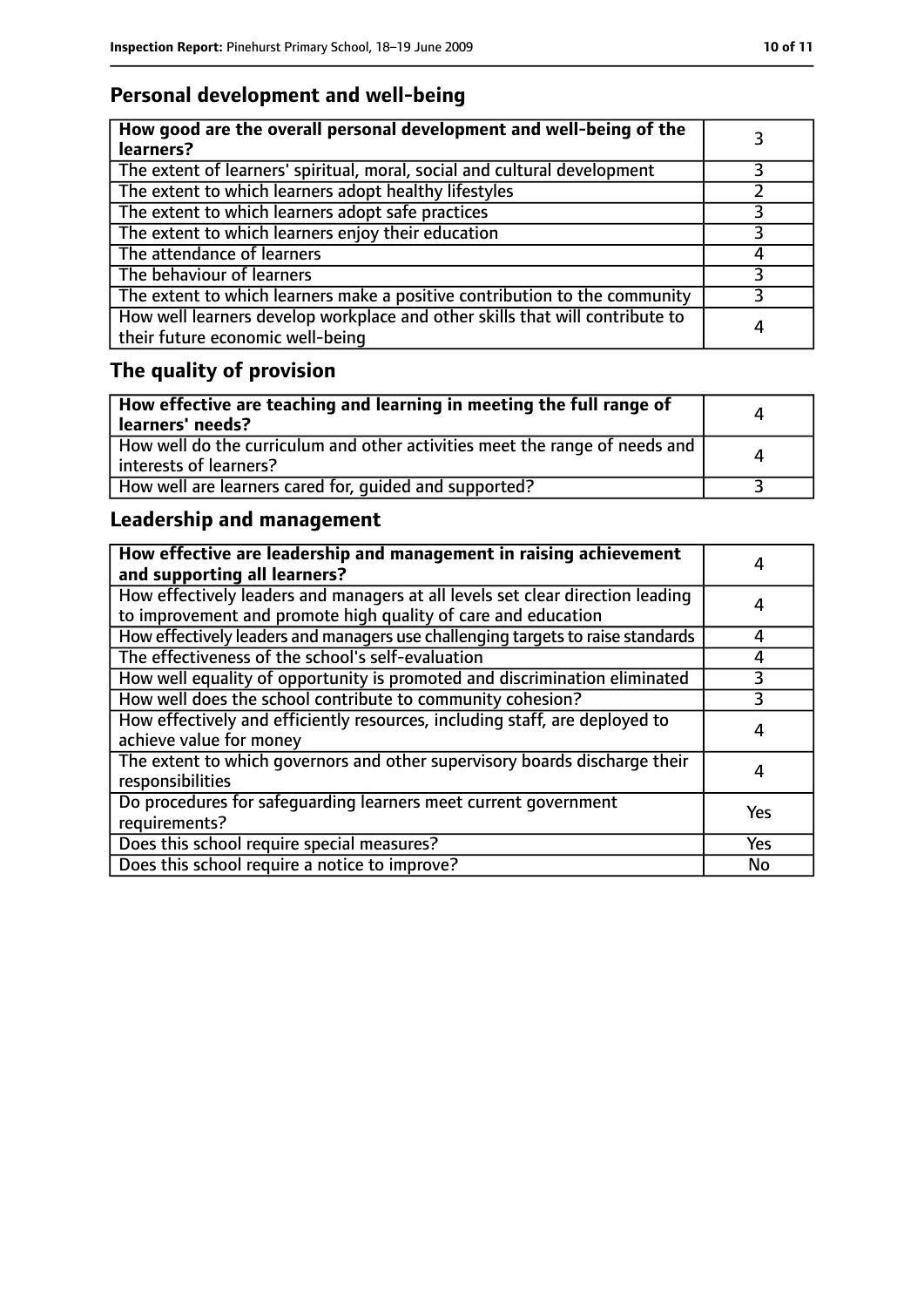## Personal development and well-being

| How good are the overall personal development and well-being of the learners? | 3 |
|---|---|
| The extent of learners' spiritual, moral, social and cultural development | 3 |
| The extent to which learners adopt healthy lifestyles | 2 |
| The extent to which learners adopt safe practices | 3 |
| The extent to which learners enjoy their education | 3 |
| The attendance of learners | 4 |
| The behaviour of learners | 3 |
| The extent to which learners make a positive contribution to the community | 3 |
| How well learners develop workplace and other skills that will contribute to their future economic well-being | 4 |

## The quality of provision

| How effective are teaching and learning in meeting the full range of learners' needs? | 4 |
|---|---|
| How well do the curriculum and other activities meet the range of needs and interests of learners? | 4 |
| How well are learners cared for, guided and supported? | 3 |

## Leadership and management

| How effective are leadership and management in raising achievement and supporting all learners? | 4 |
|---|---|
| How effectively leaders and managers at all levels set clear direction leading to improvement and promote high quality of care and education | 4 |
| How effectively leaders and managers use challenging targets to raise standards | 4 |
| The effectiveness of the school's self-evaluation | 4 |
| How well equality of opportunity is promoted and discrimination eliminated | 3 |
| How well does the school contribute to community cohesion? | 3 |
| How effectively and efficiently resources, including staff, are deployed to achieve value for money | 4 |
| The extent to which governors and other supervisory boards discharge their responsibilities | 4 |
| Do procedures for safeguarding learners meet current government requirements? | Yes |
| Does this school require special measures? | Yes |
| Does this school require a notice to improve? | No |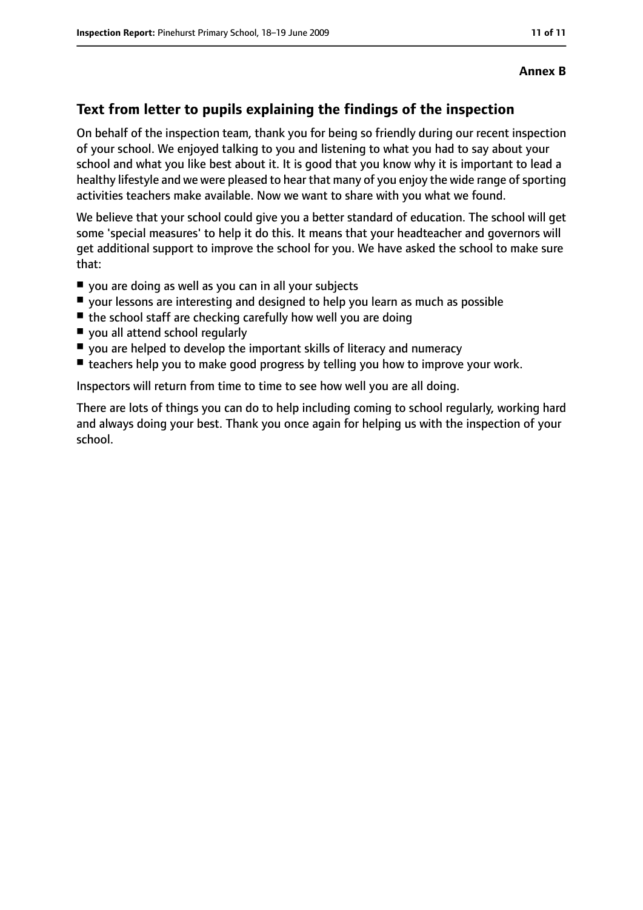**Annex B**

## Text from letter to pupils explaining the findings of the inspection

On behalf of the inspection team, thank you for being so friendly during our recent inspection of your school. We enjoyed talking to you and listening to what you had to say about your school and what you like best about it. It is good that you know why it is important to lead a healthy lifestyle and we were pleased to hear that many of you enjoy the wide range of sporting activities teachers make available. Now we want to share with you what we found.

We believe that your school could give you a better standard of education. The school will get some 'special measures' to help it do this. It means that your headteacher and governors will get additional support to improve the school for you. We have asked the school to make sure that:

- you are doing as well as you can in all your subjects
- your lessons are interesting and designed to help you learn as much as possible
- the school staff are checking carefully how well you are doing
- you all attend school regularly
- you are helped to develop the important skills of literacy and numeracy
- teachers help you to make good progress by telling you how to improve your work.

Inspectors will return from time to time to see how well you are all doing.

There are lots of things you can do to help including coming to school regularly, working hard and always doing your best. Thank you once again for helping us with the inspection of your school.